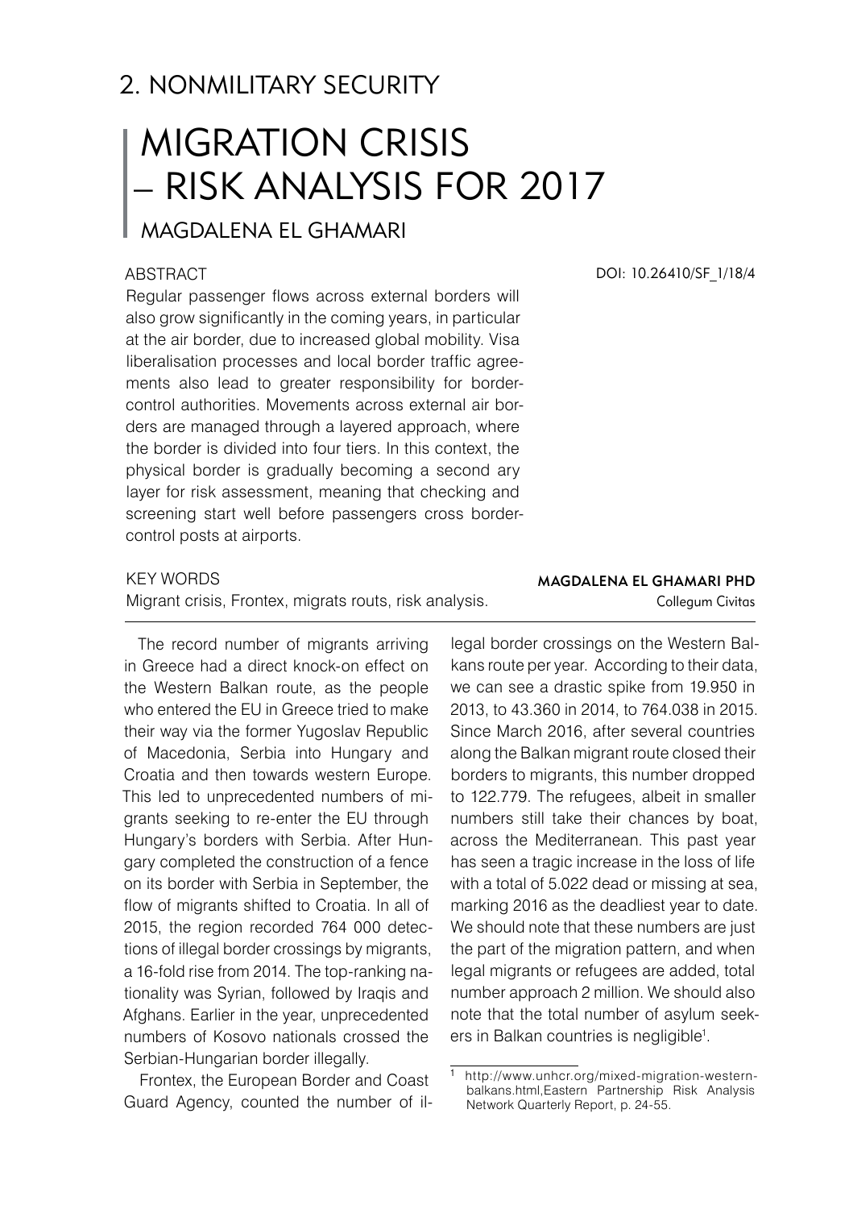## 2. NONMILITARY SECURITY

# MIGRATION CRISIS – RISK ANALYSIS FOR 2017

## MAGDALENA EL GHAMARI

DOI: 10.26410/SF_1/18/4

### ABSTRACT

Regular passenger flows across external borders will also grow significantly in the coming years, in particular at the air border, due to increased global mobility. Visa liberalisation processes and local border traffic agreements also lead to greater responsibility for border-control authorities. Movements across external air borders are managed through a layered approach, where the border is divided into four tiers. In this context, the physical border is gradually becoming a second ary layer for risk assessment, meaning that checking and screening start well before passengers cross border-control posts at airports.

### KEY WORDS

Migrant crisis, Frontex, migrats routs, risk analysis.

**MAGDALENA EL GHAMARI PHD**
Collegum Civitas

The record number of migrants arriving in Greece had a direct knock-on effect on the Western Balkan route, as the people who entered the EU in Greece tried to make their way via the former Yugoslav Republic of Macedonia, Serbia into Hungary and Croatia and then towards western Europe. This led to unprecedented numbers of migrants seeking to re-enter the EU through Hungary's borders with Serbia. After Hungary completed the construction of a fence on its border with Serbia in September, the flow of migrants shifted to Croatia. In all of 2015, the region recorded 764 000 detections of illegal border crossings by migrants, a 16-fold rise from 2014. The top-ranking nationality was Syrian, followed by Iraqis and Afghans. Earlier in the year, unprecedented numbers of Kosovo nationals crossed the Serbian-Hungarian border illegally.

Frontex, the European Border and Coast Guard Agency, counted the number of illegal border crossings on the Western Balkans route per year. According to their data, we can see a drastic spike from 19.950 in 2013, to 43.360 in 2014, to 764.038 in 2015. Since March 2016, after several countries along the Balkan migrant route closed their borders to migrants, this number dropped to 122.779. The refugees, albeit in smaller numbers still take their chances by boat, across the Mediterranean. This past year has seen a tragic increase in the loss of life with a total of 5.022 dead or missing at sea, marking 2016 as the deadliest year to date. We should note that these numbers are just the part of the migration pattern, and when legal migrants or refugees are added, total number approach 2 million. We should also note that the total number of asylum seekers in Balkan countries is negligible[1].

[1] http://www.unhcr.org/mixed-migration-western-balkans.html,Eastern Partnership Risk Analysis Network Quarterly Report, p. 24-55.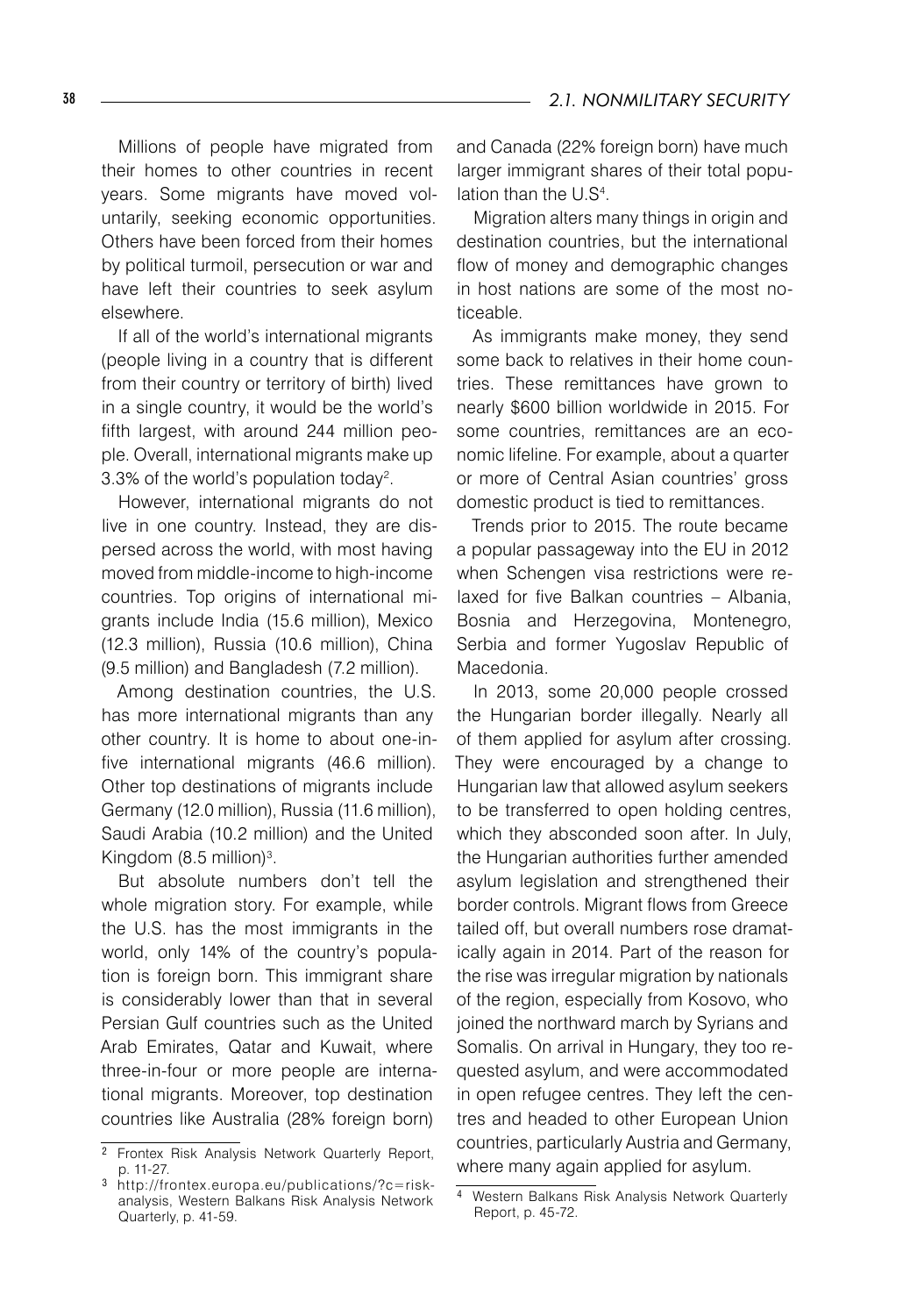Millions of people have migrated from their homes to other countries in recent years. Some migrants have moved voluntarily, seeking economic opportunities. Others have been forced from their homes by political turmoil, persecution or war and have left their countries to seek asylum elsewhere.

If all of the world's international migrants (people living in a country that is different from their country or territory of birth) lived in a single country, it would be the world's fifth largest, with around 244 million people. Overall, international migrants make up 3.3% of the world's population today[2].

However, international migrants do not live in one country. Instead, they are dispersed across the world, with most having moved from middle-income to high-income countries. Top origins of international migrants include India (15.6 million), Mexico (12.3 million), Russia (10.6 million), China (9.5 million) and Bangladesh (7.2 million).

Among destination countries, the U.S. has more international migrants than any other country. It is home to about one-in-five international migrants (46.6 million). Other top destinations of migrants include Germany (12.0 million), Russia (11.6 million), Saudi Arabia (10.2 million) and the United Kingdom (8.5 million)[3].

But absolute numbers don't tell the whole migration story. For example, while the U.S. has the most immigrants in the world, only 14% of the country's population is foreign born. This immigrant share is considerably lower than that in several Persian Gulf countries such as the United Arab Emirates, Qatar and Kuwait, where three-in-four or more people are international migrants. Moreover, top destination countries like Australia (28% foreign born) and Canada (22% foreign born) have much larger immigrant shares of their total population than the U.S[4].

Migration alters many things in origin and destination countries, but the international flow of money and demographic changes in host nations are some of the most noticeable.

As immigrants make money, they send some back to relatives in their home countries. These remittances have grown to nearly $600 billion worldwide in 2015. For some countries, remittances are an economic lifeline. For example, about a quarter or more of Central Asian countries' gross domestic product is tied to remittances.

Trends prior to 2015. The route became a popular passageway into the EU in 2012 when Schengen visa restrictions were relaxed for five Balkan countries – Albania, Bosnia and Herzegovina, Montenegro, Serbia and former Yugoslav Republic of Macedonia.

In 2013, some 20,000 people crossed the Hungarian border illegally. Nearly all of them applied for asylum after crossing. They were encouraged by a change to Hungarian law that allowed asylum seekers to be transferred to open holding centres, which they absconded soon after. In July, the Hungarian authorities further amended asylum legislation and strengthened their border controls. Migrant flows from Greece tailed off, but overall numbers rose dramatically again in 2014. Part of the reason for the rise was irregular migration by nationals of the region, especially from Kosovo, who joined the northward march by Syrians and Somalis. On arrival in Hungary, they too requested asylum, and were accommodated in open refugee centres. They left the centres and headed to other European Union countries, particularly Austria and Germany, where many again applied for asylum.

---

[2] Frontex Risk Analysis Network Quarterly Report, p. 11-27.

[3] http://frontex.europa.eu/publications/?c=risk-analysis, Western Balkans Risk Analysis Network Quarterly, p. 41-59.

[4] Western Balkans Risk Analysis Network Quarterly Report, p. 45-72.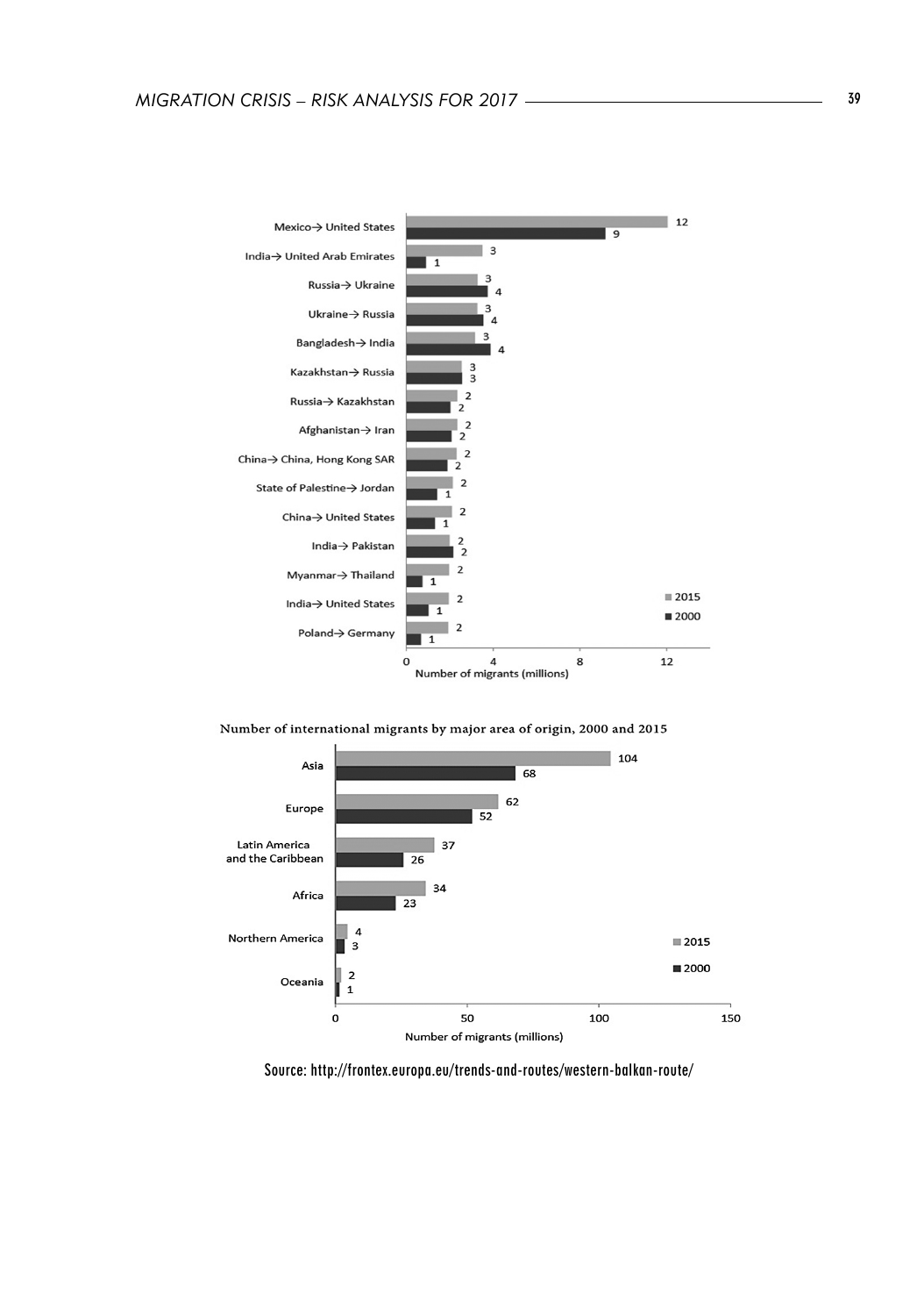| Corridor | 2015 | 2000 |
| --- | --- | --- |
| Mexico→ United States | 12 | 9 |
| India→ United Arab Emirates | 3 | 1 |
| Russia→ Ukraine | 3 | 4 |
| Ukraine→ Russia | 3 | 4 |
| Bangladesh→ India | 3 | 4 |
| Kazakhstan→ Russia | 3 | 3 |
| Russia→ Kazakhstan | 2 | 2 |
| Afghanistan→ Iran | 2 | 2 |
| China→ China, Hong Kong SAR | 2 | 2 |
| State of Palestine→ Jordan | 2 | 1 |
| China→ United States | 2 | 1 |
| India→ Pakistan | 2 | 2 |
| Myanmar→ Thailand | 2 | 1 |
| India→ United States | 2 | 1 |
| Poland→ Germany | 2 | 1 |

Number of migrants (millions)

Number of international migrants by major area of origin, 2000 and 2015

| Major area of origin | 2015 | 2000 |
| --- | --- | --- |
| Asia | 104 | 68 |
| Europe | 62 | 52 |
| Latin America and the Caribbean | 37 | 26 |
| Africa | 34 | 23 |
| Northern America | 4 | 3 |
| Oceania | 2 | 1 |

Number of migrants (millions)

Source: http://frontex.europa.eu/trends-and-routes/western-balkan-route/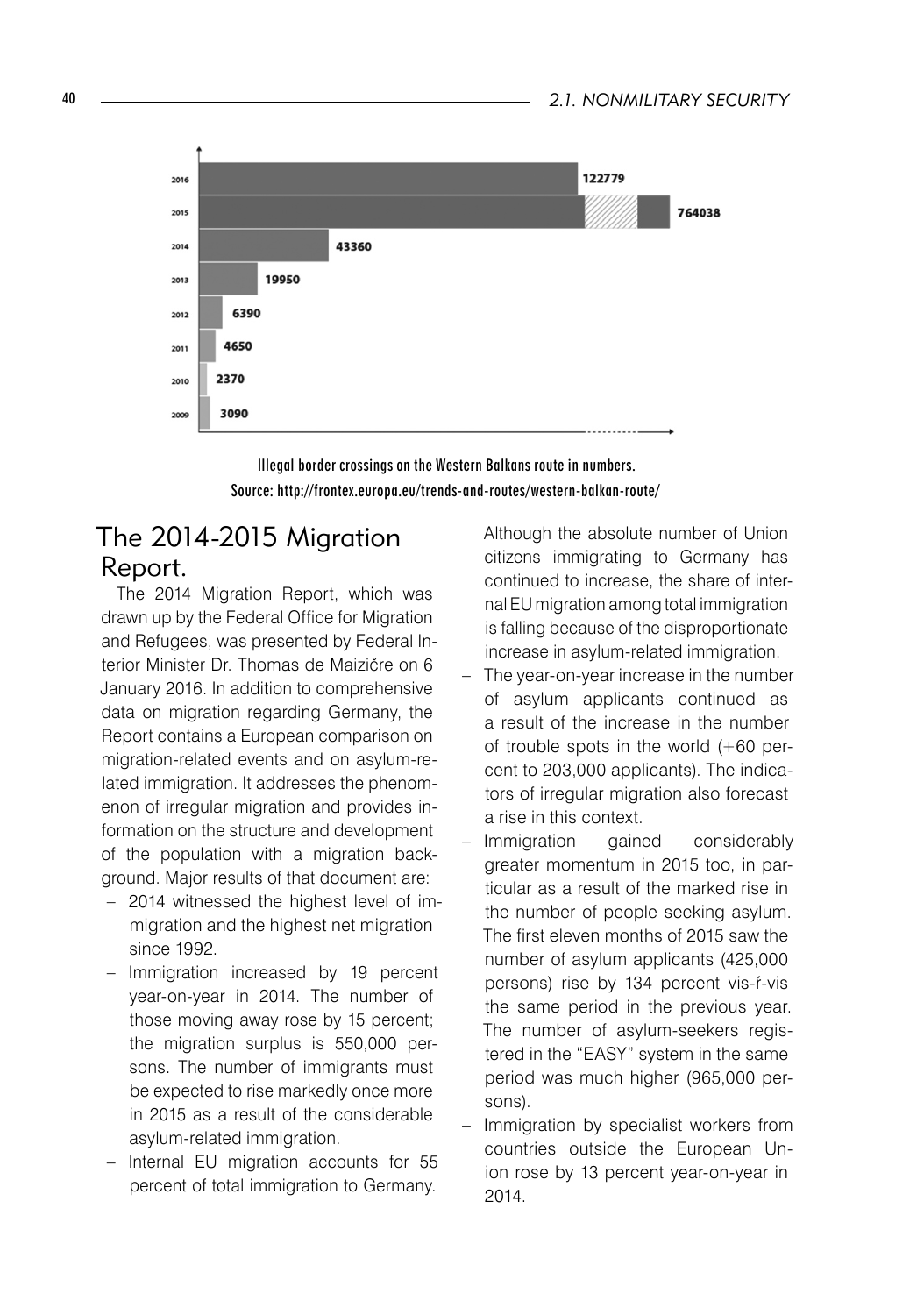| Year | Illegal border crossings |
| --- | --- |
| 2016 | 122779 |
| 2015 | 764038 |
| 2014 | 43360 |
| 2013 | 19950 |
| 2012 | 6390 |
| 2011 | 4650 |
| 2010 | 2370 |
| 2009 | 3090 |

Illegal border crossings on the Western Balkans route in numbers.
Source: http://frontex.europa.eu/trends-and-routes/western-balkan-route/

## The 2014-2015 Migration Report.

The 2014 Migration Report, which was drawn up by the Federal Office for Migration and Refugees, was presented by Federal Interior Minister Dr. Thomas de Maizičre on 6 January 2016. In addition to comprehensive data on migration regarding Germany, the Report contains a European comparison on migration-related events and on asylum-related immigration. It addresses the phenomenon of irregular migration and provides information on the structure and development of the population with a migration background. Major results of that document are:

- 2014 witnessed the highest level of immigration and the highest net migration since 1992.
- Immigration increased by 19 percent year-on-year in 2014. The number of those moving away rose by 15 percent; the migration surplus is 550,000 persons. The number of immigrants must be expected to rise markedly once more in 2015 as a result of the considerable asylum-related immigration.
- Internal EU migration accounts for 55 percent of total immigration to Germany. Although the absolute number of Union citizens immigrating to Germany has continued to increase, the share of internal EU migration among total immigration is falling because of the disproportionate increase in asylum-related immigration.
- The year-on-year increase in the number of asylum applicants continued as a result of the increase in the number of trouble spots in the world (+60 percent to 203,000 applicants). The indicators of irregular migration also forecast a rise in this context.
- Immigration gained considerably greater momentum in 2015 too, in particular as a result of the marked rise in the number of people seeking asylum. The first eleven months of 2015 saw the number of asylum applicants (425,000 persons) rise by 134 percent vis-ŕ-vis the same period in the previous year. The number of asylum-seekers registered in the "EASY" system in the same period was much higher (965,000 persons).
- Immigration by specialist workers from countries outside the European Union rose by 13 percent year-on-year in 2014.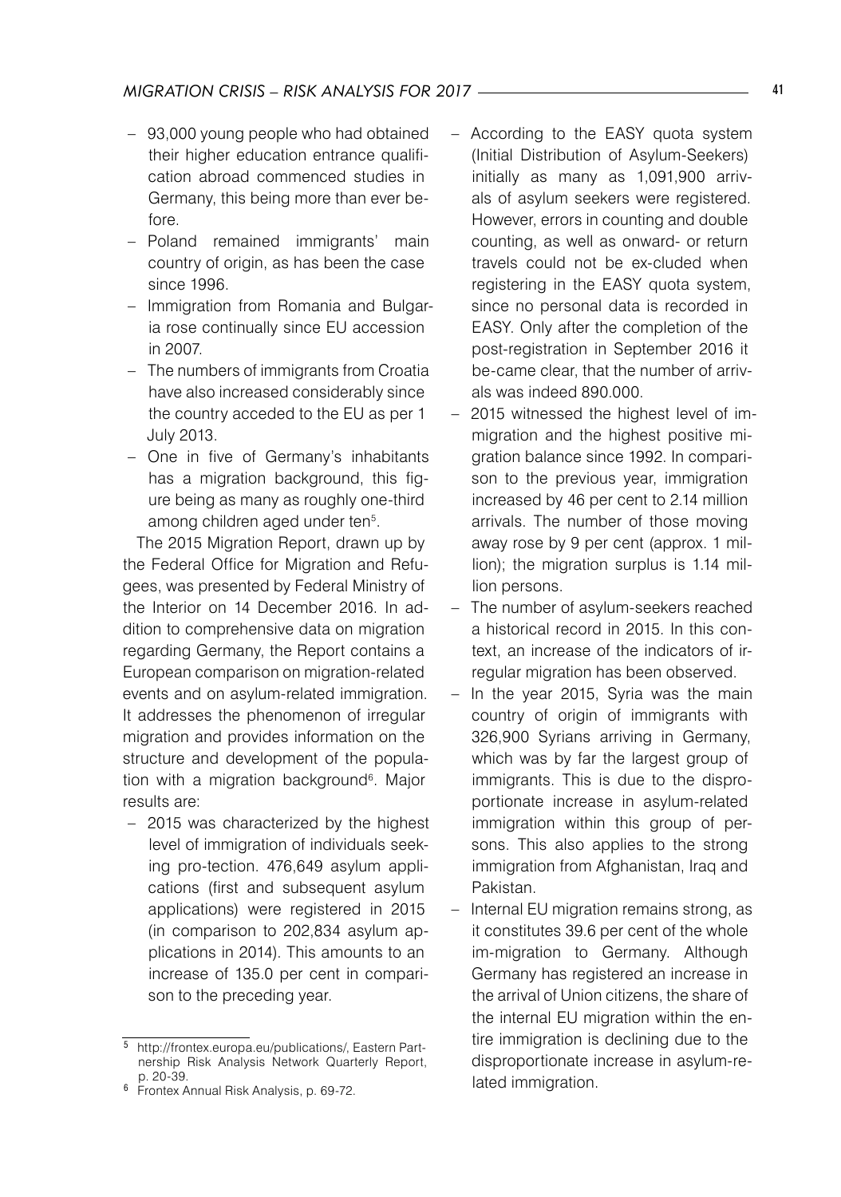- 93,000 young people who had obtained their higher education entrance qualification abroad commenced studies in Germany, this being more than ever before.
- Poland remained immigrants' main country of origin, as has been the case since 1996.
- Immigration from Romania and Bulgaria rose continually since EU accession in 2007.
- The numbers of immigrants from Croatia have also increased considerably since the country acceded to the EU as per 1 July 2013.
- One in five of Germany's inhabitants has a migration background, this figure being as many as roughly one-third among children aged under ten[5].

The 2015 Migration Report, drawn up by the Federal Office for Migration and Refugees, was presented by Federal Ministry of the Interior on 14 December 2016. In addition to comprehensive data on migration regarding Germany, the Report contains a European comparison on migration-related events and on asylum-related immigration. It addresses the phenomenon of irregular migration and provides information on the structure and development of the population with a migration background[6]. Major results are:

- 2015 was characterized by the highest level of immigration of individuals seeking pro-tection. 476,649 asylum applications (first and subsequent asylum applications) were registered in 2015 (in comparison to 202,834 asylum applications in 2014). This amounts to an increase of 135.0 per cent in comparison to the preceding year.
- According to the EASY quota system (Initial Distribution of Asylum-Seekers) initially as many as 1,091,900 arrivals of asylum seekers were registered. However, errors in counting and double counting, as well as onward- or return travels could not be ex-cluded when registering in the EASY quota system, since no personal data is recorded in EASY. Only after the completion of the post-registration in September 2016 it be-came clear, that the number of arrivals was indeed 890.000.
- 2015 witnessed the highest level of immigration and the highest positive migration balance since 1992. In comparison to the previous year, immigration increased by 46 per cent to 2.14 million arrivals. The number of those moving away rose by 9 per cent (approx. 1 million); the migration surplus is 1.14 million persons.
- The number of asylum-seekers reached a historical record in 2015. In this context, an increase of the indicators of irregular migration has been observed.
- In the year 2015, Syria was the main country of origin of immigrants with 326,900 Syrians arriving in Germany, which was by far the largest group of immigrants. This is due to the disproportionate increase in asylum-related immigration within this group of persons. This also applies to the strong immigration from Afghanistan, Iraq and Pakistan.
- Internal EU migration remains strong, as it constitutes 39.6 per cent of the whole im-migration to Germany. Although Germany has registered an increase in the arrival of Union citizens, the share of the internal EU migration within the entire immigration is declining due to the disproportionate increase in asylum-related immigration.

---

[5] http://frontex.europa.eu/publications/, Eastern Partnership Risk Analysis Network Quarterly Report, p. 20-39.

[6] Frontex Annual Risk Analysis, p. 69-72.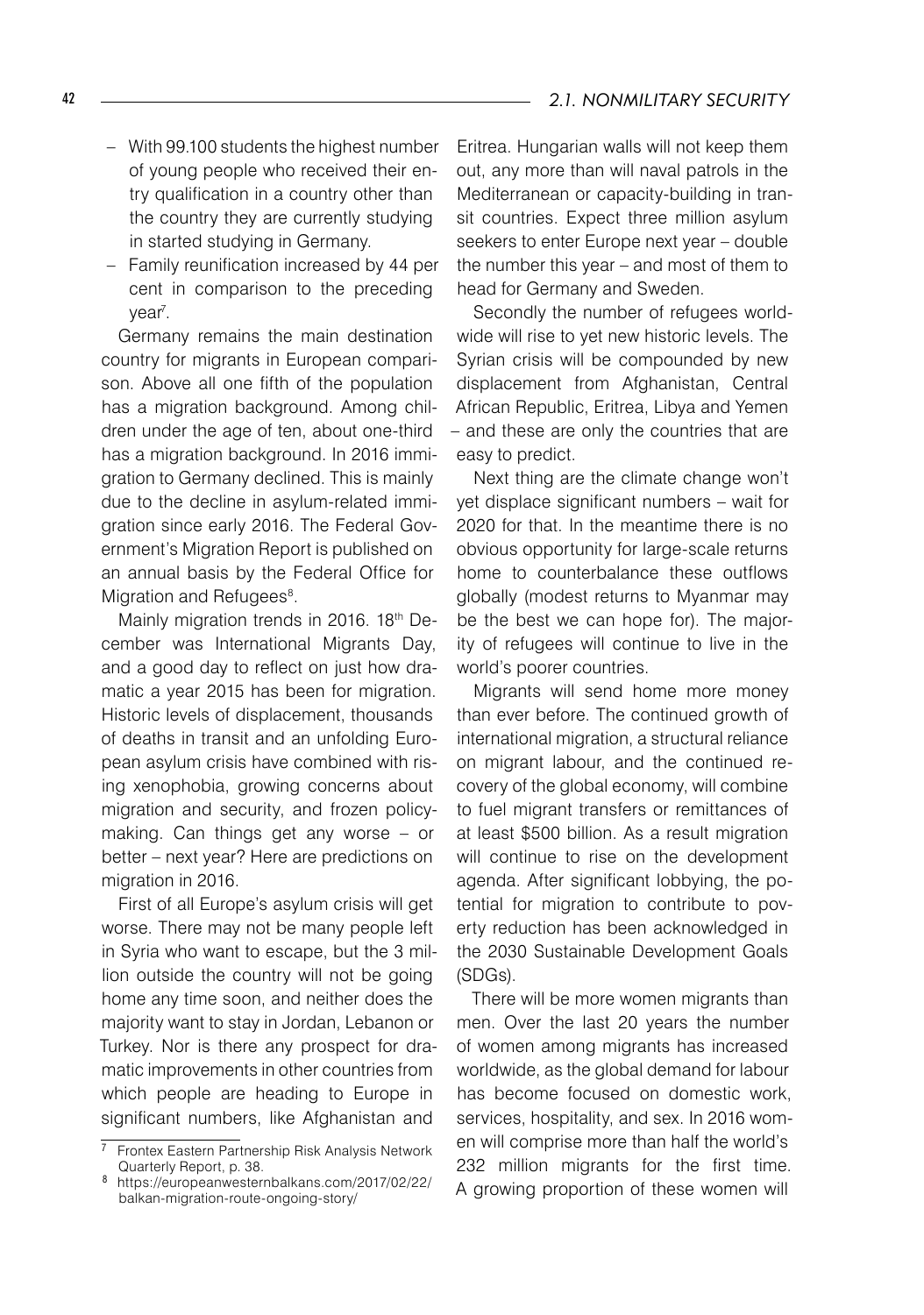- With 99.100 students the highest number of young people who received their entry qualification in a country other than the country they are currently studying in started studying in Germany.
- Family reunification increased by 44 per cent in comparison to the preceding year[7].

Germany remains the main destination country for migrants in European comparison. Above all one fifth of the population has a migration background. Among children under the age of ten, about one-third has a migration background. In 2016 immigration to Germany declined. This is mainly due to the decline in asylum-related immigration since early 2016. The Federal Government's Migration Report is published on an annual basis by the Federal Office for Migration and Refugees[8].

Mainly migration trends in 2016. 18th December was International Migrants Day, and a good day to reflect on just how dramatic a year 2015 has been for migration. Historic levels of displacement, thousands of deaths in transit and an unfolding European asylum crisis have combined with rising xenophobia, growing concerns about migration and security, and frozen policy-making. Can things get any worse – or better – next year? Here are predictions on migration in 2016.

First of all Europe's asylum crisis will get worse. There may not be many people left in Syria who want to escape, but the 3 million outside the country will not be going home any time soon, and neither does the majority want to stay in Jordan, Lebanon or Turkey. Nor is there any prospect for dramatic improvements in other countries from which people are heading to Europe in significant numbers, like Afghanistan and Eritrea. Hungarian walls will not keep them out, any more than will naval patrols in the Mediterranean or capacity-building in transit countries. Expect three million asylum seekers to enter Europe next year – double the number this year – and most of them to head for Germany and Sweden.

Secondly the number of refugees worldwide will rise to yet new historic levels. The Syrian crisis will be compounded by new displacement from Afghanistan, Central African Republic, Eritrea, Libya and Yemen – and these are only the countries that are easy to predict.

Next thing are the climate change won't yet displace significant numbers – wait for 2020 for that. In the meantime there is no obvious opportunity for large-scale returns home to counterbalance these outflows globally (modest returns to Myanmar may be the best we can hope for). The majority of refugees will continue to live in the world's poorer countries.

Migrants will send home more money than ever before. The continued growth of international migration, a structural reliance on migrant labour, and the continued recovery of the global economy, will combine to fuel migrant transfers or remittances of at least \$500 billion. As a result migration will continue to rise on the development agenda. After significant lobbying, the potential for migration to contribute to poverty reduction has been acknowledged in the 2030 Sustainable Development Goals (SDGs).

There will be more women migrants than men. Over the last 20 years the number of women among migrants has increased worldwide, as the global demand for labour has become focused on domestic work, services, hospitality, and sex. In 2016 women will comprise more than half the world's 232 million migrants for the first time. A growing proportion of these women will

---

[7] Frontex Eastern Partnership Risk Analysis Network Quarterly Report, p. 38.

[8] https://europeanwesternbalkans.com/2017/02/22/balkan-migration-route-ongoing-story/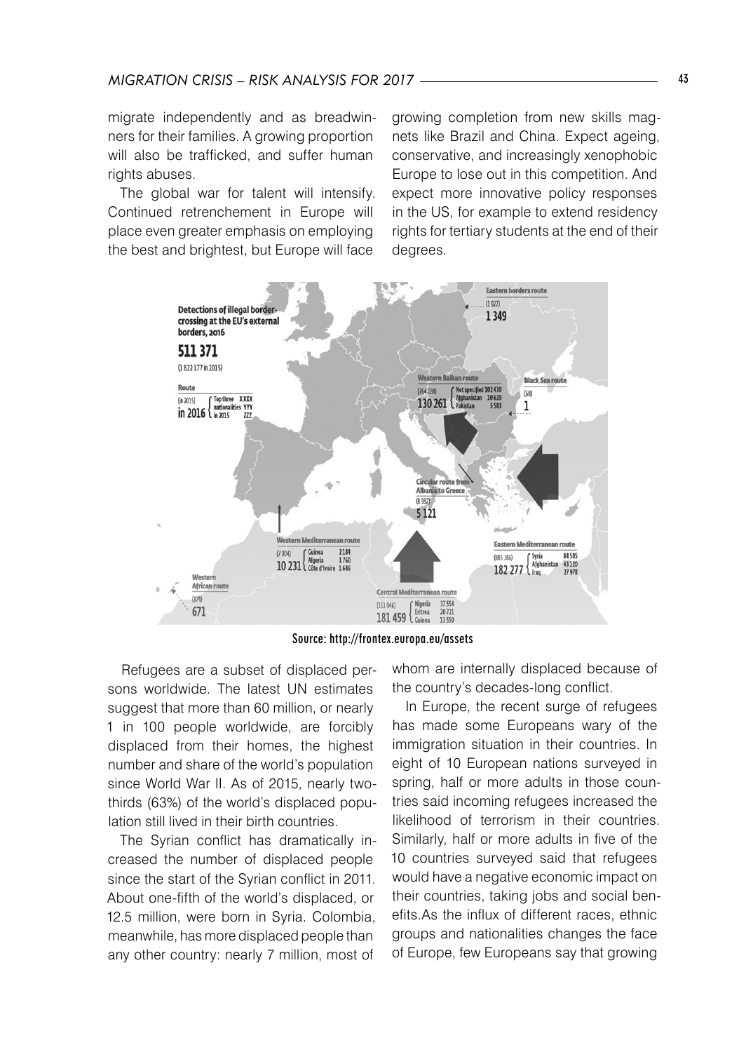migrate independently and as breadwinners for their families. A growing proportion will also be trafficked, and suffer human rights abuses.

The global war for talent will intensify. Continued retrenchement in Europe will place even greater emphasis on employing the best and brightest, but Europe will face growing completion from new skills magnets like Brazil and China. Expect ageing, conservative, and increasingly xenophobic Europe to lose out in this competition. And expect more innovative policy responses in the US, for example to extend residency rights for tertiary students at the end of their degrees.

Source: http://frontex.europa.eu/assets

Refugees are a subset of displaced persons worldwide. The latest UN estimates suggest that more than 60 million, or nearly 1 in 100 people worldwide, are forcibly displaced from their homes, the highest number and share of the world's population since World War II. As of 2015, nearly two-thirds (63%) of the world's displaced population still lived in their birth countries.

The Syrian conflict has dramatically increased the number of displaced people since the start of the Syrian conflict in 2011. About one-fifth of the world's displaced, or 12.5 million, were born in Syria. Colombia, meanwhile, has more displaced people than any other country: nearly 7 million, most of whom are internally displaced because of the country's decades-long conflict.

In Europe, the recent surge of refugees has made some Europeans wary of the immigration situation in their countries. In eight of 10 European nations surveyed in spring, half or more adults in those countries said incoming refugees increased the likelihood of terrorism in their countries. Similarly, half or more adults in five of the 10 countries surveyed said that refugees would have a negative economic impact on their countries, taking jobs and social benefits.As the influx of different races, ethnic groups and nationalities changes the face of Europe, few Europeans say that growing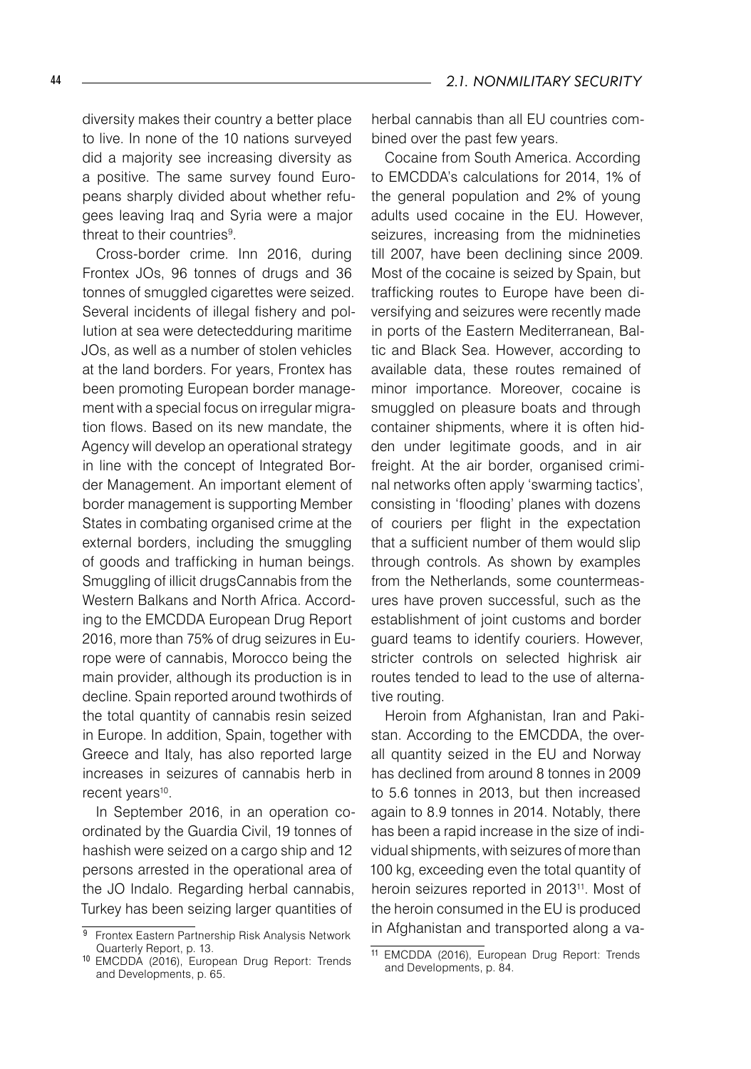diversity makes their country a better place to live. In none of the 10 nations surveyed did a majority see increasing diversity as a positive. The same survey found Europeans sharply divided about whether refugees leaving Iraq and Syria were a major threat to their countries[9].

Cross-border crime. Inn 2016, during Frontex JOs, 96 tonnes of drugs and 36 tonnes of smuggled cigarettes were seized. Several incidents of illegal fishery and pollution at sea were detectedduring maritime JOs, as well as a number of stolen vehicles at the land borders. For years, Frontex has been promoting European border management with a special focus on irregular migration flows. Based on its new mandate, the Agency will develop an operational strategy in line with the concept of Integrated Border Management. An important element of border management is supporting Member States in combating organised crime at the external borders, including the smuggling of goods and trafficking in human beings. Smuggling of illicit drugsCannabis from the Western Balkans and North Africa. According to the EMCDDA European Drug Report 2016, more than 75% of drug seizures in Europe were of cannabis, Morocco being the main provider, although its production is in decline. Spain reported around twothirds of the total quantity of cannabis resin seized in Europe. In addition, Spain, together with Greece and Italy, has also reported large increases in seizures of cannabis herb in recent years[10].

In September 2016, in an operation coordinated by the Guardia Civil, 19 tonnes of hashish were seized on a cargo ship and 12 persons arrested in the operational area of the JO Indalo. Regarding herbal cannabis, Turkey has been seizing larger quantities of herbal cannabis than all EU countries combined over the past few years.

Cocaine from South America. According to EMCDDA's calculations for 2014, 1% of the general population and 2% of young adults used cocaine in the EU. However, seizures, increasing from the midnineties till 2007, have been declining since 2009. Most of the cocaine is seized by Spain, but trafficking routes to Europe have been diversifying and seizures were recently made in ports of the Eastern Mediterranean, Baltic and Black Sea. However, according to available data, these routes remained of minor importance. Moreover, cocaine is smuggled on pleasure boats and through container shipments, where it is often hidden under legitimate goods, and in air freight. At the air border, organised criminal networks often apply 'swarming tactics', consisting in 'flooding' planes with dozens of couriers per flight in the expectation that a sufficient number of them would slip through controls. As shown by examples from the Netherlands, some countermeasures have proven successful, such as the establishment of joint customs and border guard teams to identify couriers. However, stricter controls on selected highrisk air routes tended to lead to the use of alternative routing.

Heroin from Afghanistan, Iran and Pakistan. According to the EMCDDA, the overall quantity seized in the EU and Norway has declined from around 8 tonnes in 2009 to 5.6 tonnes in 2013, but then increased again to 8.9 tonnes in 2014. Notably, there has been a rapid increase in the size of individual shipments, with seizures of more than 100 kg, exceeding even the total quantity of heroin seizures reported in 2013[11]. Most of the heroin consumed in the EU is produced in Afghanistan and transported along a va-

---

[9] Frontex Eastern Partnership Risk Analysis Network Quarterly Report, p. 13.

[10] EMCDDA (2016), European Drug Report: Trends and Developments, p. 65.

[11] EMCDDA (2016), European Drug Report: Trends and Developments, p. 84.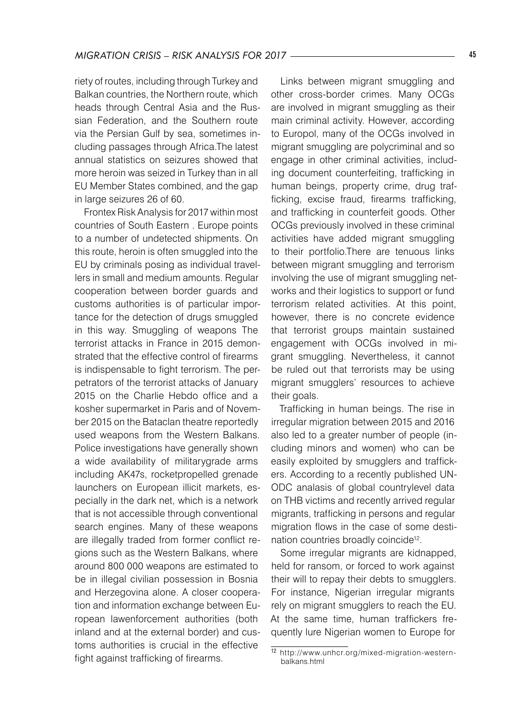riety of routes, including through Turkey and Balkan countries, the Northern route, which heads through Central Asia and the Russian Federation, and the Southern route via the Persian Gulf by sea, sometimes including passages through Africa.The latest annual statistics on seizures showed that more heroin was seized in Turkey than in all EU Member States combined, and the gap in large seizures 26 of 60.

Frontex Risk Analysis for 2017 within most countries of South Eastern . Europe points to a number of undetected shipments. On this route, heroin is often smuggled into the EU by criminals posing as individual travellers in small and medium amounts. Regular cooperation between border guards and customs authorities is of particular importance for the detection of drugs smuggled in this way. Smuggling of weapons The terrorist attacks in France in 2015 demonstrated that the effective control of firearms is indispensable to fight terrorism. The perpetrators of the terrorist attacks of January 2015 on the Charlie Hebdo office and a kosher supermarket in Paris and of November 2015 on the Bataclan theatre reportedly used weapons from the Western Balkans. Police investigations have generally shown a wide availability of militarygrade arms including AK47s, rocketpropelled grenade launchers on European illicit markets, especially in the dark net, which is a network that is not accessible through conventional search engines. Many of these weapons are illegally traded from former conflict regions such as the Western Balkans, where around 800 000 weapons are estimated to be in illegal civilian possession in Bosnia and Herzegovina alone. A closer cooperation and information exchange between European lawenforcement authorities (both inland and at the external border) and customs authorities is crucial in the effective fight against trafficking of firearms.

Links between migrant smuggling and other cross-border crimes. Many OCGs are involved in migrant smuggling as their main criminal activity. However, according to Europol, many of the OCGs involved in migrant smuggling are polycriminal and so engage in other criminal activities, including document counterfeiting, trafficking in human beings, property crime, drug trafficking, excise fraud, firearms trafficking, and trafficking in counterfeit goods. Other OCGs previously involved in these criminal activities have added migrant smuggling to their portfolio.There are tenuous links between migrant smuggling and terrorism involving the use of migrant smuggling networks and their logistics to support or fund terrorism related activities. At this point, however, there is no concrete evidence that terrorist groups maintain sustained engagement with OCGs involved in migrant smuggling. Nevertheless, it cannot be ruled out that terrorists may be using migrant smugglers' resources to achieve their goals.

Trafficking in human beings. The rise in irregular migration between 2015 and 2016 also led to a greater number of people (including minors and women) who can be easily exploited by smugglers and traffickers. According to a recently published UNODC analasis of global countrylevel data on THB victims and recently arrived regular migrants, trafficking in persons and regular migration flows in the case of some destination countries broadly coincide[12].

Some irregular migrants are kidnapped, held for ransom, or forced to work against their will to repay their debts to smugglers. For instance, Nigerian irregular migrants rely on migrant smugglers to reach the EU. At the same time, human traffickers frequently lure Nigerian women to Europe for

[12] http://www.unhcr.org/mixed-migration-western-balkans.html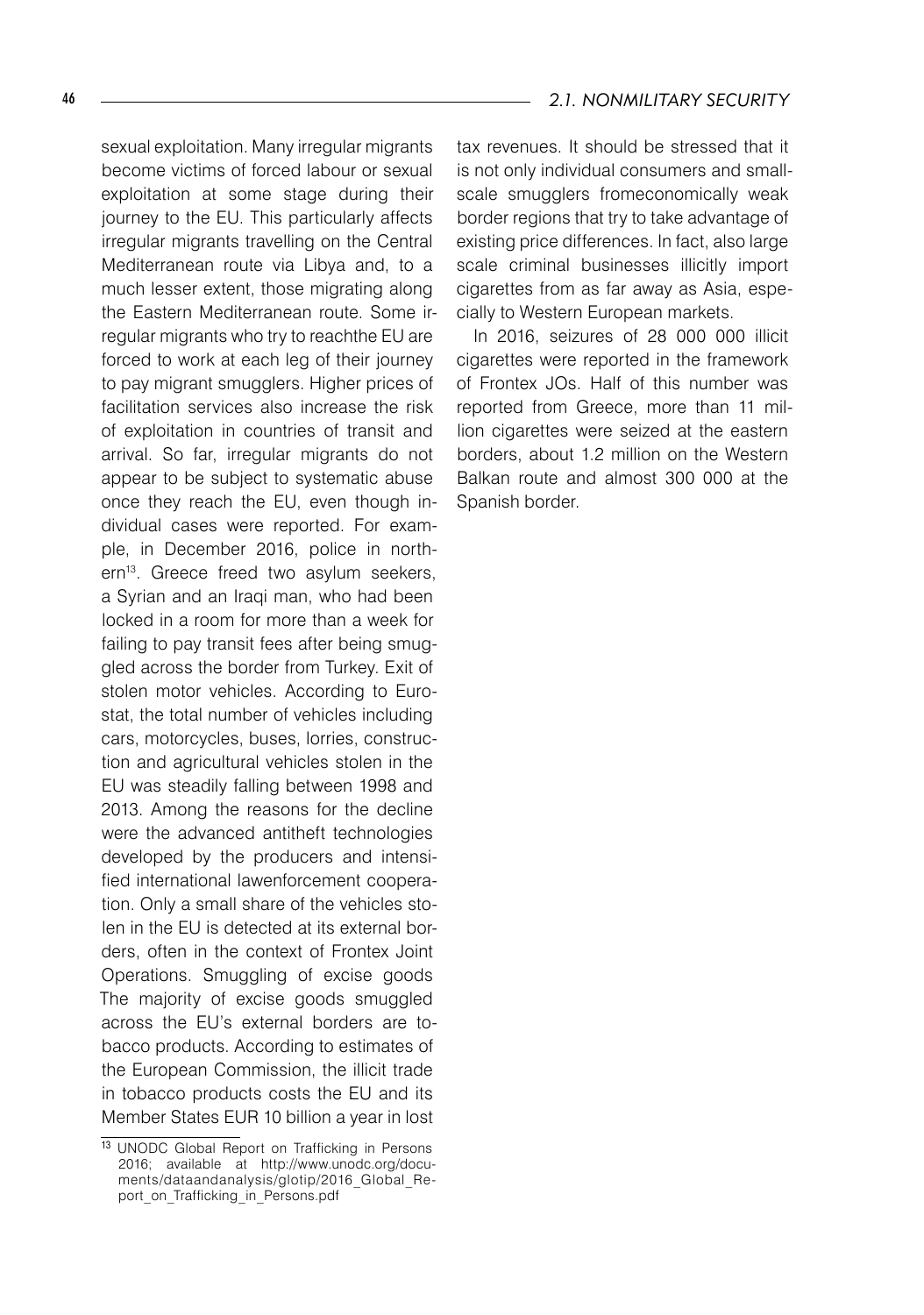sexual exploitation. Many irregular migrants become victims of forced labour or sexual exploitation at some stage during their journey to the EU. This particularly affects irregular migrants travelling on the Central Mediterranean route via Libya and, to a much lesser extent, those migrating along the Eastern Mediterranean route. Some irregular migrants who try to reachthe EU are forced to work at each leg of their journey to pay migrant smugglers. Higher prices of facilitation services also increase the risk of exploitation in countries of transit and arrival. So far, irregular migrants do not appear to be subject to systematic abuse once they reach the EU, even though individual cases were reported. For example, in December 2016, police in northern[13]. Greece freed two asylum seekers, a Syrian and an Iraqi man, who had been locked in a room for more than a week for failing to pay transit fees after being smuggled across the border from Turkey. Exit of stolen motor vehicles. According to Eurostat, the total number of vehicles including cars, motorcycles, buses, lorries, construction and agricultural vehicles stolen in the EU was steadily falling between 1998 and 2013. Among the reasons for the decline were the advanced antitheft technologies developed by the producers and intensified international lawenforcement cooperation. Only a small share of the vehicles stolen in the EU is detected at its external borders, often in the context of Frontex Joint Operations. Smuggling of excise goods The majority of excise goods smuggled across the EU's external borders are tobacco products. According to estimates of the European Commission, the illicit trade in tobacco products costs the EU and its Member States EUR 10 billion a year in lost tax revenues. It should be stressed that it is not only individual consumers and small-scale smugglers fromeconomically weak border regions that try to take advantage of existing price differences. In fact, also large scale criminal businesses illicitly import cigarettes from as far away as Asia, especially to Western European markets.

In 2016, seizures of 28 000 000 illicit cigarettes were reported in the framework of Frontex JOs. Half of this number was reported from Greece, more than 11 million cigarettes were seized at the eastern borders, about 1.2 million on the Western Balkan route and almost 300 000 at the Spanish border.

---

[13] UNODC Global Report on Trafficking in Persons 2016; available at http://www.unodc.org/documents/dataandanalysis/glotip/2016_Global_Report_on_Trafficking_in_Persons.pdf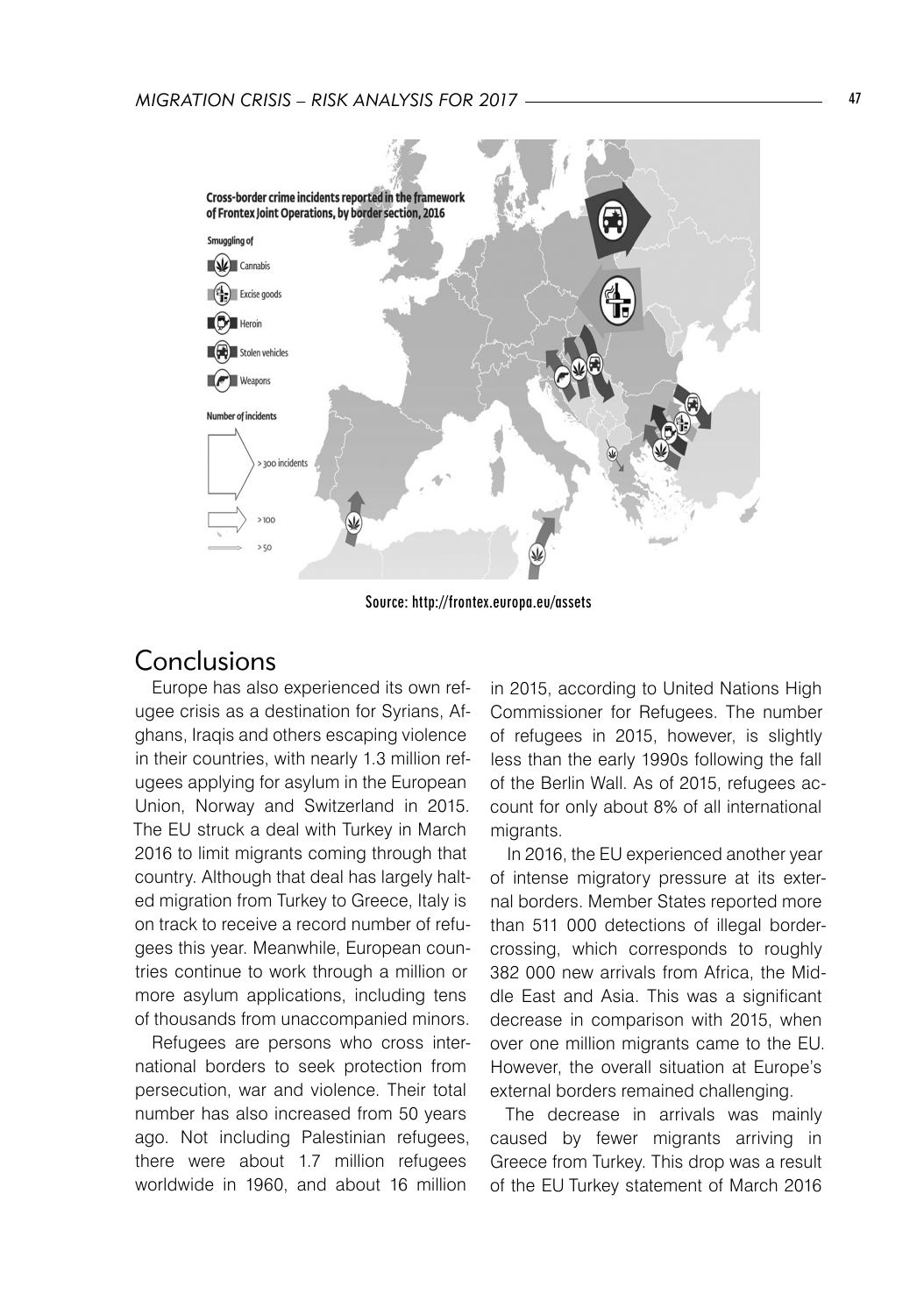Cross-border crime incidents reported in the framework of Frontex Joint Operations, by border section, 2016

Smuggling of

- Cannabis
- Excise goods
- Heroin
- Stolen vehicles
- Weapons

Number of incidents

- > 300 incidents
- > 100
- > 50

Source: http://frontex.europa.eu/assets

## Conclusions

Europe has also experienced its own refugee crisis as a destination for Syrians, Afghans, Iraqis and others escaping violence in their countries, with nearly 1.3 million refugees applying for asylum in the European Union, Norway and Switzerland in 2015. The EU struck a deal with Turkey in March 2016 to limit migrants coming through that country. Although that deal has largely halted migration from Turkey to Greece, Italy is on track to receive a record number of refugees this year. Meanwhile, European countries continue to work through a million or more asylum applications, including tens of thousands from unaccompanied minors.

Refugees are persons who cross international borders to seek protection from persecution, war and violence. Their total number has also increased from 50 years ago. Not including Palestinian refugees, there were about 1.7 million refugees worldwide in 1960, and about 16 million in 2015, according to United Nations High Commissioner for Refugees. The number of refugees in 2015, however, is slightly less than the early 1990s following the fall of the Berlin Wall. As of 2015, refugees account for only about 8% of all international migrants.

In 2016, the EU experienced another year of intense migratory pressure at its external borders. Member States reported more than 511 000 detections of illegal border-crossing, which corresponds to roughly 382 000 new arrivals from Africa, the Middle East and Asia. This was a significant decrease in comparison with 2015, when over one million migrants came to the EU. However, the overall situation at Europe's external borders remained challenging.

The decrease in arrivals was mainly caused by fewer migrants arriving in Greece from Turkey. This drop was a result of the EU Turkey statement of March 2016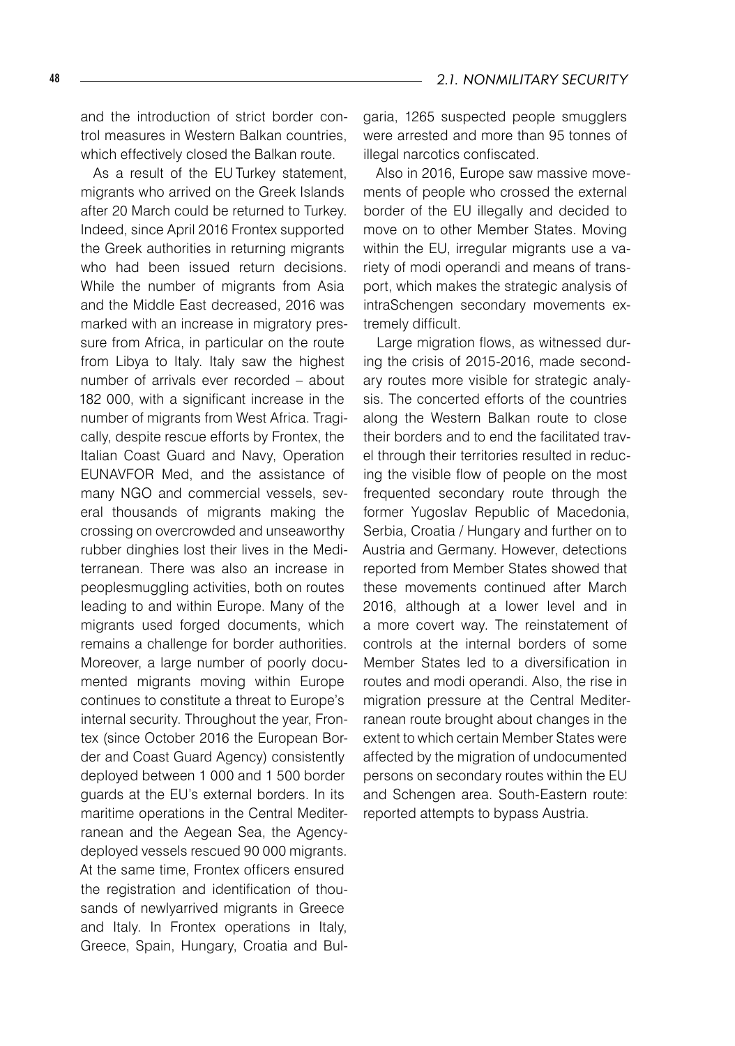and the introduction of strict border control measures in Western Balkan countries, which effectively closed the Balkan route.

As a result of the EU Turkey statement, migrants who arrived on the Greek Islands after 20 March could be returned to Turkey. Indeed, since April 2016 Frontex supported the Greek authorities in returning migrants who had been issued return decisions. While the number of migrants from Asia and the Middle East decreased, 2016 was marked with an increase in migratory pressure from Africa, in particular on the route from Libya to Italy. Italy saw the highest number of arrivals ever recorded – about 182 000, with a significant increase in the number of migrants from West Africa. Tragically, despite rescue efforts by Frontex, the Italian Coast Guard and Navy, Operation EUNAVFOR Med, and the assistance of many NGO and commercial vessels, several thousands of migrants making the crossing on overcrowded and unseaworthy rubber dinghies lost their lives in the Mediterranean. There was also an increase in peoplesmuggling activities, both on routes leading to and within Europe. Many of the migrants used forged documents, which remains a challenge for border authorities. Moreover, a large number of poorly documented migrants moving within Europe continues to constitute a threat to Europe's internal security. Throughout the year, Frontex (since October 2016 the European Border and Coast Guard Agency) consistently deployed between 1 000 and 1 500 border guards at the EU's external borders. In its maritime operations in the Central Mediterranean and the Aegean Sea, the Agencydeployed vessels rescued 90 000 migrants. At the same time, Frontex officers ensured the registration and identification of thousands of newlyarrived migrants in Greece and Italy. In Frontex operations in Italy, Greece, Spain, Hungary, Croatia and Bulgaria, 1265 suspected people smugglers were arrested and more than 95 tonnes of illegal narcotics confiscated.

Also in 2016, Europe saw massive movements of people who crossed the external border of the EU illegally and decided to move on to other Member States. Moving within the EU, irregular migrants use a variety of modi operandi and means of transport, which makes the strategic analysis of intraSchengen secondary movements extremely difficult.

Large migration flows, as witnessed during the crisis of 2015-2016, made secondary routes more visible for strategic analysis. The concerted efforts of the countries along the Western Balkan route to close their borders and to end the facilitated travel through their territories resulted in reducing the visible flow of people on the most frequented secondary route through the former Yugoslav Republic of Macedonia, Serbia, Croatia / Hungary and further on to Austria and Germany. However, detections reported from Member States showed that these movements continued after March 2016, although at a lower level and in a more covert way. The reinstatement of controls at the internal borders of some Member States led to a diversification in routes and modi operandi. Also, the rise in migration pressure at the Central Mediterranean route brought about changes in the extent to which certain Member States were affected by the migration of undocumented persons on secondary routes within the EU and Schengen area. South-Eastern route: reported attempts to bypass Austria.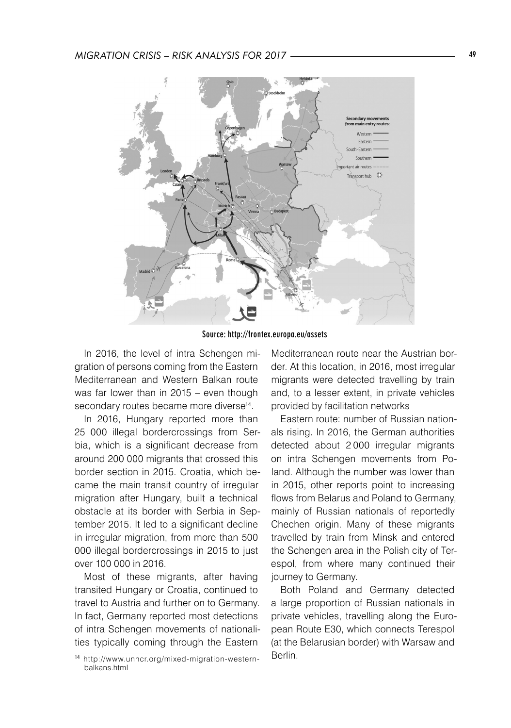Secondary movements from main entry routes:

Western

Eastern

South-Eastern

Southern

Important air routes

Transport hub

Oslo

Helsinki

Stockholm

Copenhagen

Hamburg

London

Calais

Brussels

Frankfurt

Warsaw

Paris

Passau

Munich

Vienna

Budapest

Milan

Rome

Madrid

Barcelona

Athens

Source: http://frontex.europa.eu/assets

In 2016, the level of intra Schengen migration of persons coming from the Eastern Mediterranean and Western Balkan route was far lower than in 2015 – even though secondary routes became more diverse[14].

In 2016, Hungary reported more than 25 000 illegal bordercrossings from Serbia, which is a significant decrease from around 200 000 migrants that crossed this border section in 2015. Croatia, which became the main transit country of irregular migration after Hungary, built a technical obstacle at its border with Serbia in September 2015. It led to a significant decline in irregular migration, from more than 500 000 illegal bordercrossings in 2015 to just over 100 000 in 2016.

Most of these migrants, after having transited Hungary or Croatia, continued to travel to Austria and further on to Germany. In fact, Germany reported most detections of intra Schengen movements of nationalities typically coming through the Eastern Mediterranean route near the Austrian border. At this location, in 2016, most irregular migrants were detected travelling by train and, to a lesser extent, in private vehicles provided by facilitation networks

Eastern route: number of Russian nationals rising. In 2016, the German authorities detected about 2 000 irregular migrants on intra Schengen movements from Poland. Although the number was lower than in 2015, other reports point to increasing flows from Belarus and Poland to Germany, mainly of Russian nationals of reportedly Chechen origin. Many of these migrants travelled by train from Minsk and entered the Schengen area in the Polish city of Terespol, from where many continued their journey to Germany.

Both Poland and Germany detected a large proportion of Russian nationals in private vehicles, travelling along the European Route E30, which connects Terespol (at the Belarusian border) with Warsaw and Berlin.

[14] http://www.unhcr.org/mixed-migration-western-balkans.html